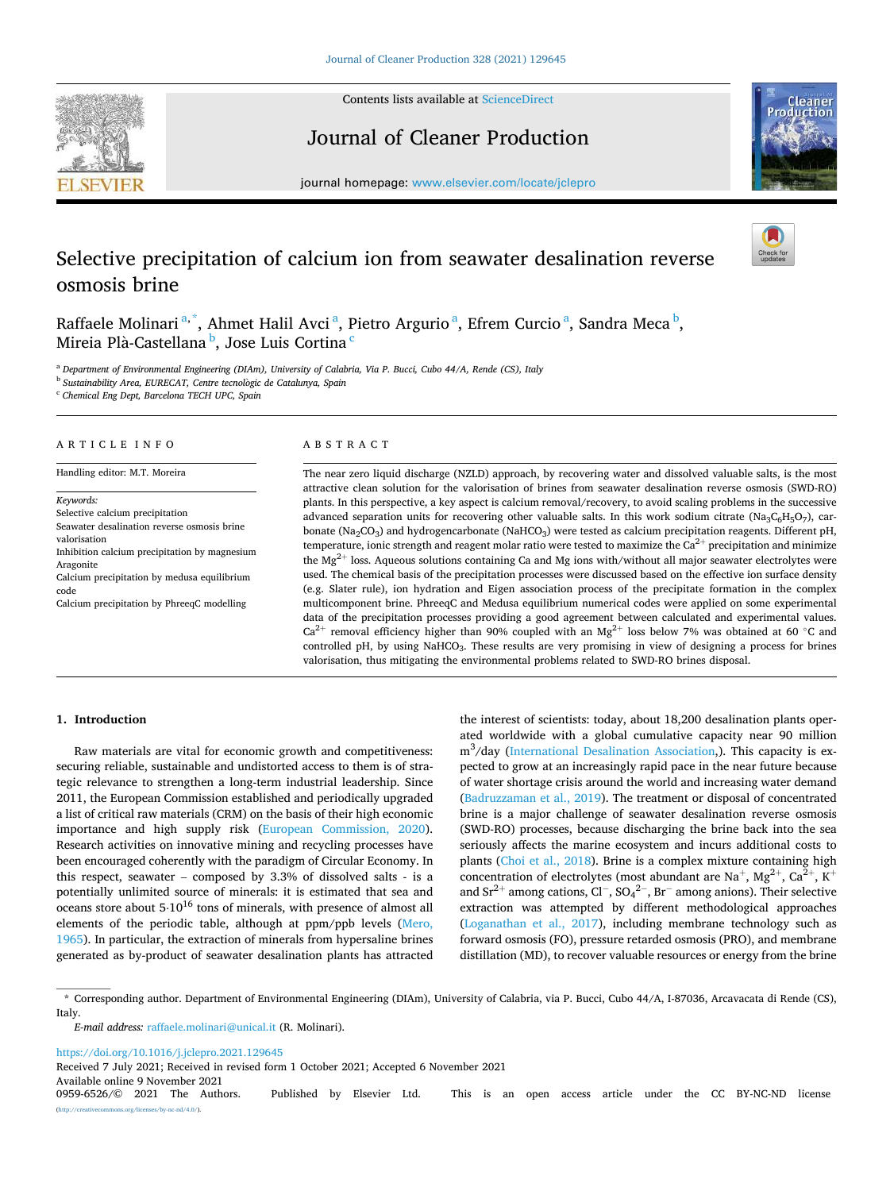# Selective precipitation of calcium ion from seawater desalination reverse osmosis brine

Raffaele Molinari [a,*], Ahmet Halil Avci [a], Pietro Argurio [a], Efrem Curcio [a], Sandra Meca [b], Mireia Plà-Castellana [b], Jose Luis Cortina [c]

[a] Department of Environmental Engineering (DIAm), University of Calabria, Via P. Bucci, Cubo 44/A, Rende (CS), Italy
[b] Sustainability Area, EURECAT, Centre tecnològic de Catalunya, Spain
[c] Chemical Eng Dept, Barcelona TECH UPC, Spain

## ARTICLE INFO

Handling editor: M.T. Moreira

*Keywords:*
Selective calcium precipitation
Seawater desalination reverse osmosis brine valorisation
Inhibition calcium precipitation by magnesium
Aragonite
Calcium precipitation by medusa equilibrium code
Calcium precipitation by PhreeqC modelling

## ABSTRACT

The near zero liquid discharge (NZLD) approach, by recovering water and dissolved valuable salts, is the most attractive clean solution for the valorisation of brines from seawater desalination reverse osmosis (SWD-RO) plants. In this perspective, a key aspect is calcium removal/recovery, to avoid scaling problems in the successive advanced separation units for recovering other valuable salts. In this work sodium citrate ($Na_3C_6H_5O_7$), carbonate ($Na_2CO_3$) and hydrogencarbonate ($NaHCO_3$) were tested as calcium precipitation reagents. Different pH, temperature, ionic strength and reagent molar ratio were tested to maximize the $Ca^{2+}$ precipitation and minimize the $Mg^{2+}$ loss. Aqueous solutions containing Ca and Mg ions with/without all major seawater electrolytes were used. The chemical basis of the precipitation processes were discussed based on the effective ion surface density (e.g. Slater rule), ion hydration and Eigen association process of the precipitate formation in the complex multicomponent brine. PhreeqC and Medusa equilibrium numerical codes were applied on some experimental data of the precipitation processes providing a good agreement between calculated and experimental values. $Ca^{2+}$ removal efficiency higher than 90% coupled with an $Mg^{2+}$ loss below 7% was obtained at 60 °C and controlled pH, by using $NaHCO_3$. These results are very promising in view of designing a process for brines valorisation, thus mitigating the environmental problems related to SWD-RO brines disposal.

## 1. Introduction

Raw materials are vital for economic growth and competitiveness: securing reliable, sustainable and undistorted access to them is of strategic relevance to strengthen a long-term industrial leadership. Since 2011, the European Commission established and periodically upgraded a list of critical raw materials (CRM) on the basis of their high economic importance and high supply risk (European Commission, 2020). Research activities on innovative mining and recycling processes have been encouraged coherently with the paradigm of Circular Economy. In this respect, seawater – composed by 3.3% of dissolved salts - is a potentially unlimited source of minerals: it is estimated that sea and oceans store about $5 \cdot 10^{16}$ tons of minerals, with presence of almost all elements of the periodic table, although at ppm/ppb levels (Mero, 1965). In particular, the extraction of minerals from hypersaline brines generated as by-product of seawater desalination plants has attracted the interest of scientists: today, about 18,200 desalination plants operated worldwide with a global cumulative capacity near 90 million $m^3$/day (International Desalination Association,). This capacity is expected to grow at an increasingly rapid pace in the near future because of water shortage crisis around the world and increasing water demand (Badruzzaman et al., 2019). The treatment or disposal of concentrated brine is a major challenge of seawater desalination reverse osmosis (SWD-RO) processes, because discharging the brine back into the sea seriously affects the marine ecosystem and incurs additional costs to plants (Choi et al., 2018). Brine is a complex mixture containing high concentration of electrolytes (most abundant are $Na^+$, $Mg^{2+}$, $Ca^{2+}$, $K^+$ and $Sr^{2+}$ among cations, $Cl^-$, $SO_4^{2-}$, $Br^-$ among anions). Their selective extraction was attempted by different methodological approaches (Loganathan et al., 2017), including membrane technology such as forward osmosis (FO), pressure retarded osmosis (PRO), and membrane distillation (MD), to recover valuable resources or energy from the brine

---

\* Corresponding author. Department of Environmental Engineering (DIAm), University of Calabria, via P. Bucci, Cubo 44/A, I-87036, Arcavacata di Rende (CS), Italy.

*E-mail address:* raffaele.molinari@unical.it (R. Molinari).

https://doi.org/10.1016/j.jclepro.2021.129645
Received 7 July 2021; Received in revised form 1 October 2021; Accepted 6 November 2021
Available online 9 November 2021
0959-6526/© 2021 The Authors. Published by Elsevier Ltd. This is an open access article under the CC BY-NC-ND license (http://creativecommons.org/licenses/by-nc-nd/4.0/).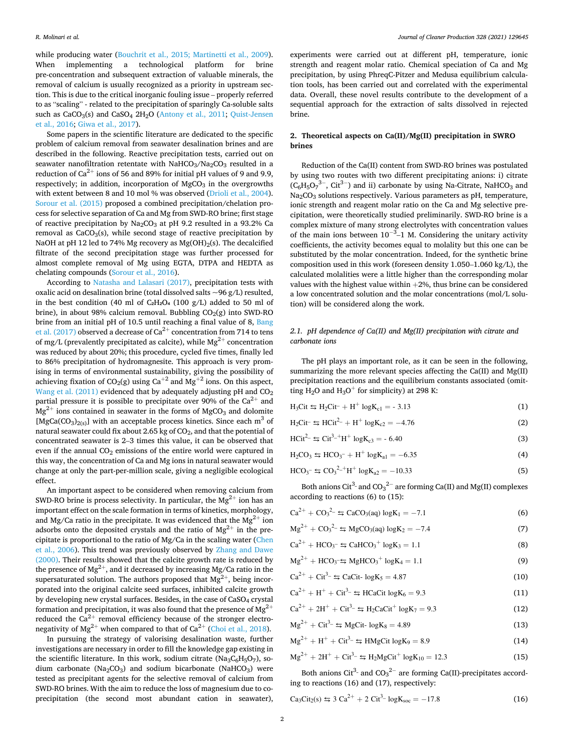while producing water (Bouchrit et al., 2015; Martinetti et al., 2009). When implementing a technological platform for brine pre-concentration and subsequent extraction of valuable minerals, the removal of calcium is usually recognized as a priority in upstream section. This is due to the critical inorganic fouling issue – properly referred to as "scaling" - related to the precipitation of sparingly Ca-soluble salts such as $CaCO_3$(s) and $CaSO_4$ $2H_2O$ (Antony et al., 2011; Quist-Jensen et al., 2016; Giwa et al., 2017).

Some papers in the scientific literature are dedicated to the specific problem of calcium removal from seawater desalination brines and are described in the following. Reactive precipitation tests, carried out on seawater nanofiltration retentate with $NaHCO_3/Na_2CO_3$ resulted in a reduction of $Ca^{2+}$ ions of 56 and 89% for initial pH values of 9 and 9.9, respectively; in addition, incorporation of $MgCO_3$ in the overgrowths with extent between 8 and 10 mol % was observed (Drioli et al., 2004). Sorour et al. (2015) proposed a combined precipitation/chelation process for selective separation of Ca and Mg from SWD-RO brine; first stage of reactive precipitation by $Na_2CO_3$ at pH 9.2 resulted in a 93.2% Ca removal as $CaCO_3$(s), while second stage of reactive precipitation by NaOH at pH 12 led to 74% Mg recovery as $Mg(OH)_2$(s). The decalcified filtrate of the second precipitation stage was further processed for almost complete removal of Mg using EGTA, DTPA and HEDTA as chelating compounds (Sorour et al., 2016).

According to Natasha and Lalasari (2017), precipitation tests with oxalic acid on desalination brine (total dissolved salts ~96 g/L) resulted, in the best condition (40 ml of $C_2H_2O_4$ (100 g/L) added to 50 ml of brine), in about 98% calcium removal. Bubbling $CO_2$(g) into SWD-RO brine from an initial pH of 10.5 until reaching a final value of 8, Bang et al. (2017) observed a decrease of $Ca^{2+}$ concentration from 714 to tens of mg/L (prevalently precipitated as calcite), while $Mg^{2+}$ concentration was reduced by about 20%; this procedure, cycled five times, finally led to 86% precipitation of hydromagnesite. This approach is very promising in terms of environmental sustainability, giving the possibility of achieving fixation of $CO_2$(g) using $Ca^{+2}$ and $Mg^{+2}$ ions. On this aspect, Wang et al. (2011) evidenced that by adequately adjusting pH and $CO_2$ partial pressure it is possible to precipitate over 90% of the $Ca^{2+}$ and $Mg^{2+}$ ions contained in seawater in the forms of $MgCO_3$ and dolomite [$MgCa(CO_3)_{2(s)}$] with an acceptable process kinetics. Since each $m^3$ of natural seawater could fix about 2.65 kg of $CO_2$, and that the potential of concentrated seawater is 2–3 times this value, it can be observed that even if the annual $CO_2$ emissions of the entire world were captured in this way, the concentration of Ca and Mg ions in natural seawater would change at only the part-per-million scale, giving a negligible ecological effect.

An important aspect to be considered when removing calcium from SWD-RO brine is process selectivity. In particular, the $Mg^{2+}$ ion has an important effect on the scale formation in terms of kinetics, morphology, and Mg/Ca ratio in the precipitate. It was evidenced that the $Mg^{2+}$ ion adsorbs onto the deposited crystals and the ratio of $Mg^{2+}$ in the precipitate is proportional to the ratio of Mg/Ca in the scaling water (Chen et al., 2006). This trend was previously observed by Zhang and Dawe (2000). Their results showed that the calcite growth rate is reduced by the presence of $Mg^{2+}$, and it decreased by increasing Mg/Ca ratio in the supersaturated solution. The authors proposed that $Mg^{2+}$, being incorporated into the original calcite seed surfaces, inhibited calcite growth by developing new crystal surfaces. Besides, in the case of $CaSO_4$ crystal formation and precipitation, it was also found that the presence of $Mg^{2+}$ reduced the $Ca^{2+}$ removal efficiency because of the stronger electronegativity of $Mg^{2+}$ when compared to that of $Ca^{2+}$ (Choi et al., 2018).

In pursuing the strategy of valorising desalination waste, further investigations are necessary in order to fill the knowledge gap existing in the scientific literature. In this work, sodium citrate ($Na_3C_6H_5O_7$), sodium carbonate ($Na_2CO_3$) and sodium bicarbonate ($NaHCO_3$) were tested as precipitant agents for the selective removal of calcium from SWD-RO brines. With the aim to reduce the loss of magnesium due to co-precipitation (the second most abundant cation in seawater), experiments were carried out at different pH, temperature, ionic strength and reagent molar ratio. Chemical speciation of Ca and Mg precipitation, by using PhreqC-Pitzer and Medusa equilibrium calculation tools, has been carried out and correlated with the experimental data. Overall, these novel results contribute to the development of a sequential approach for the extraction of salts dissolved in rejected brine.

## 2. Theoretical aspects on Ca(II)/Mg(II) precipitation in SWRO brines

Reduction of the Ca(II) content from SWD-RO brines was postulated by using two routes with two different precipitating anions: i) citrate ($C_6H_5O_7^{3-}$, $Cit^{3-}$) and ii) carbonate by using Na-Citrate, $NaHCO_3$ and $Na_2CO_3$ solutions respectively. Various parameters as pH, temperature, ionic strength and reagent molar ratio on the Ca and Mg selective precipitation, were theoretically studied preliminarily. SWD-RO brine is a complex mixture of many strong electrolytes with concentration values of the main ions between $10^{-3}$–1 M. Considering the unitary activity coefficients, the activity becomes equal to molality but this one can be substituted by the molar concentration. Indeed, for the synthetic brine composition used in this work (foreseen density 1.050–1.060 kg/L), the calculated molalities were a little higher than the corresponding molar values with the highest value within +2%, thus brine can be considered a low concentrated solution and the molar concentrations (mol/L solution) will be considered along the work.

### 2.1. pH dependence of Ca(II) and Mg(II) precipitation with citrate and carbonate ions

The pH plays an important role, as it can be seen in the following, summarizing the more relevant species affecting the Ca(II) and Mg(II) precipitation reactions and the equilibrium constants associated (omitting $H_2O$ and $H_3O^+$ for simplicity) at 298 K:

$$H_3Cit \leftrightarrows H_2Cit^- + H^+ \quad \log K_{c1} = -3.13 \tag{1}$$

$$H_2Cit^- \leftrightarrows HCit^{2-} + H^+ \quad \log K_{c2} = -4.76 \tag{2}$$

$$HCit^{2-} \leftrightarrows Cit^{3-} + H^+ \quad \log K_{c3} = -6.40 \tag{3}$$

$$H_2CO_3 \leftrightarrows HCO_3^- + H^+ \quad \log K_{a1} = -6.35 \tag{4}$$

$$HCO_3^- \leftrightarrows CO_3^{2-} + H^+ \quad \log K_{a2} = -10.33 \tag{5}$$

Both anions $Cit^{3-}$ and $CO_3^{2-}$ are forming Ca(II) and Mg(II) complexes according to reactions (6) to (15):

$$Ca^{2+} + CO_3^{2-} \leftrightarrows CaCO_3(aq) \quad \log K_1 = -7.1 \tag{6}$$

$$Mg^{2+} + CO_3^{2-} \leftrightarrows MgCO_3(aq) \quad \log K_2 = -7.4 \tag{7}$$

$$Ca^{2+} + HCO_3^- \leftrightarrows CaHCO_3^+ \quad \log K_3 = 1.1 \tag{8}$$

$$Mg^{2+} + HCO_3^- \leftrightarrows MgHCO_3^+ \quad \log K_4 = 1.1 \tag{9}$$

$$Ca^{2+} + Cit^{3-} \leftrightarrows CaCit^- \quad \log K_5 = 4.87 \tag{10}$$

$$Ca^{2+} + H^+ + Cit^{3-} \leftrightarrows HCaCit \quad \log K_6 = 9.3 \tag{11}$$

$$Ca^{2+} + 2H^+ + Cit^{3-} \leftrightarrows H_2CaCit^+ \quad \log K_7 = 9.3 \tag{12}$$

$$Mg^{2+} + Cit^{3-} \leftrightarrows MgCit^- \quad \log K_8 = 4.89 \tag{13}$$

$$Mg^{2+} + H^+ + Cit^{3-} \leftrightarrows HMgCit \quad \log K_9 = 8.9 \tag{14}$$

$$Mg^{2+} + 2H^+ + Cit^{3-} \leftrightarrows H_2MgCit^+ \quad \log K_{10} = 12.3 \tag{15}$$

Both anions $Cit^{3-}$ and $CO_3^{2-}$ are forming Ca(II)-precipitates according to reactions (16) and (17), respectively:

$$Ca_3Cit_2(s) \leftrightarrows 3\,Ca^{2+} + 2\,Cit^{3-} \quad \log K_{soc} = -17.8 \tag{16}$$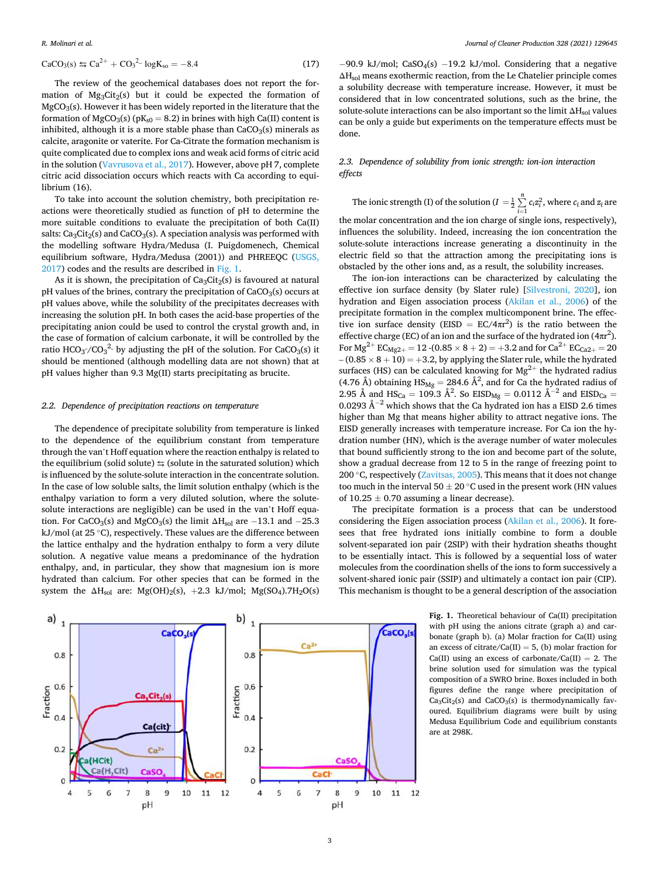$$CaCO_3(s) \leftrightarrows Ca^{2+} + CO_3^{2-} \quad \log K_{so} = -8.4 \tag{17}$$

The review of the geochemical databases does not report the formation of $Mg_3Cit_2(s)$ but it could be expected the formation of $MgCO_3(s)$. However it has been widely reported in the literature that the formation of $MgCO_3(s)$ ($pK_{s0} = 8.2$) in brines with high Ca(II) content is inhibited, although it is a more stable phase than $CaCO_3(s)$ minerals as calcite, aragonite or vaterite. For Ca-Citrate the formation mechanism is quite complicated due to complex ions and weak acid forms of citric acid in the solution (Vavrusova et al., 2017). However, above pH 7, complete citric acid dissociation occurs which reacts with Ca according to equilibrium (16).

To take into account the solution chemistry, both precipitation reactions were theoretically studied as function of pH to determine the more suitable conditions to evaluate the precipitation of both Ca(II) salts: $Ca_3Cit_2(s)$ and $CaCO_3(s)$. A speciation analysis was performed with the modelling software Hydra/Medusa (I. Puigdomenech, Chemical equilibrium software, Hydra/Medusa (2001)) and PHREEQC (USGS, 2017) codes and the results are described in Fig. 1.

As it is shown, the precipitation of $Ca_3Cit_2(s)$ is favoured at natural pH values of the brines, contrary the precipitation of $CaCO_3(s)$ occurs at pH values above, while the solubility of the precipitates decreases with increasing the solution pH. In both cases the acid-base properties of the precipitating anion could be used to control the crystal growth and, in the case of formation of calcium carbonate, it will be controlled by the ratio $HCO_3^-/CO_3^{2-}$ by adjusting the pH of the solution. For $CaCO_3(s)$ it should be mentioned (although modelling data are not shown) that at pH values higher than 9.3 Mg(II) starts precipitating as brucite.

### 2.2. Dependence of precipitation reactions on temperature

The dependence of precipitate solubility from temperature is linked to the dependence of the equilibrium constant from temperature through the van't Hoff equation where the reaction enthalpy is related to the equilibrium (solid solute) ⇆ (solute in the saturated solution) which is influenced by the solute-solute interaction in the concentrate solution. In the case of low soluble salts, the limit solution enthalpy (which is the enthalpy variation to form a very diluted solution, where the solute-solute interactions are negligible) can be used in the van't Hoff equation. For $CaCO_3(s)$ and $MgCO_3(s)$ the limit $\Delta H_{sol}$ are −13.1 and −25.3 kJ/mol (at 25 °C), respectively. These values are the difference between the lattice enthalpy and the hydration enthalpy to form a very dilute solution. A negative value means a predominance of the hydration enthalpy, and, in particular, they show that magnesium ion is more hydrated than calcium. For other species that can be formed in the system the $\Delta H_{sol}$ are: $Mg(OH)_2(s)$, +2.3 kJ/mol; $Mg(SO_4).7H_2O(s)$ −90.9 kJ/mol; $CaSO_4(s)$ −19.2 kJ/mol. Considering that a negative $\Delta H_{sol}$ means exothermic reaction, from the Le Chatelier principle comes a solubility decrease with temperature increase. However, it must be considered that in low concentrated solutions, such as the brine, the solute-solute interactions can be also important so the limit $\Delta H_{sol}$ values can be only a guide but experiments on the temperature effects must be done.

### 2.3. Dependence of solubility from ionic strength: ion-ion interaction effects

The ionic strength (I) of the solution ($I = \frac{1}{2}\sum_{i=1}^{n} c_i z_i^2$, where $c_i$ and $z_i$ are the molar concentration and the ion charge of single ions, respectively), influences the solubility. Indeed, increasing the ion concentration the solute-solute interactions increase generating a discontinuity in the electric field so that the attraction among the precipitating ions is obstacled by the other ions and, as a result, the solubility increases.

The ion-ion interactions can be characterized by calculating the effective ion surface density (by Slater rule) [Silvestroni, 2020], ion hydration and Eigen association process (Akilan et al., 2006) of the precipitate formation in the complex multicomponent brine. The effective ion surface density ($EISD = EC/4\pi r^2$) is the ratio between the effective charge (EC) of an ion and the surface of the hydrated ion ($4\pi r^2$). For $Mg^{2+}$ $EC_{Mg2+} = 12 - (0.85 \times 8 + 2) = +3.2$ and for $Ca^{2+}$ $EC_{Ca2+} = 20 - (0.85 \times 8 + 10) = +3.2$, by applying the Slater rule, while the hydrated surfaces (HS) can be calculated knowing for $Mg^{2+}$ the hydrated radius (4.76 Å) obtaining $HS_{Mg} = 284.6$ Å$^2$, and for Ca the hydrated radius of 2.95 Å and $HS_{Ca} = 109.3$ Å$^2$. So $EISD_{Mg} = 0.0112$ Å$^{-2}$ and $EISD_{Ca} = 0.0293$ Å$^{-2}$ which shows that the Ca hydrated ion has a EISD 2.6 times higher than Mg that means higher ability to attract negative ions. The EISD generally increases with temperature increase. For Ca ion the hydration number (HN), which is the average number of water molecules that bound sufficiently strong to the ion and become part of the solute, show a gradual decrease from 12 to 5 in the range of freezing point to 200 °C, respectively (Zavitsas, 2005). This means that it does not change too much in the interval 50 ± 20 °C used in the present work (HN values of 10.25 ± 0.70 assuming a linear decrease).

The precipitate formation is a process that can be understood considering the Eigen association process (Akilan et al., 2006). It foresees that free hydrated ions initially combine to form a double solvent-separated ion pair (2SIP) with their hydration sheaths thought to be essentially intact. This is followed by a sequential loss of water molecules from the coordination shells of the ions to form successively a solvent-shared ionic pair (SSIP) and ultimately a contact ion pair (CIP). This mechanism is thought to be a general description of the association

**Fig. 1.** Theoretical behaviour of Ca(II) precipitation with pH using the anions citrate (graph a) and carbonate (graph b). (a) Molar fraction for Ca(II) using an excess of citrate/Ca(II) = 5, (b) molar fraction for Ca(II) using an excess of carbonate/Ca(II) = 2. The brine solution used for simulation was the typical composition of a SWRO brine. Boxes included in both figures define the range where precipitation of $Ca_3Cit_2(s)$ and $CaCO_3(s)$ is thermodynamically favoured. Equilibrium diagrams were built by using Medusa Equilibrium Code and equilibrium constants are at 298K.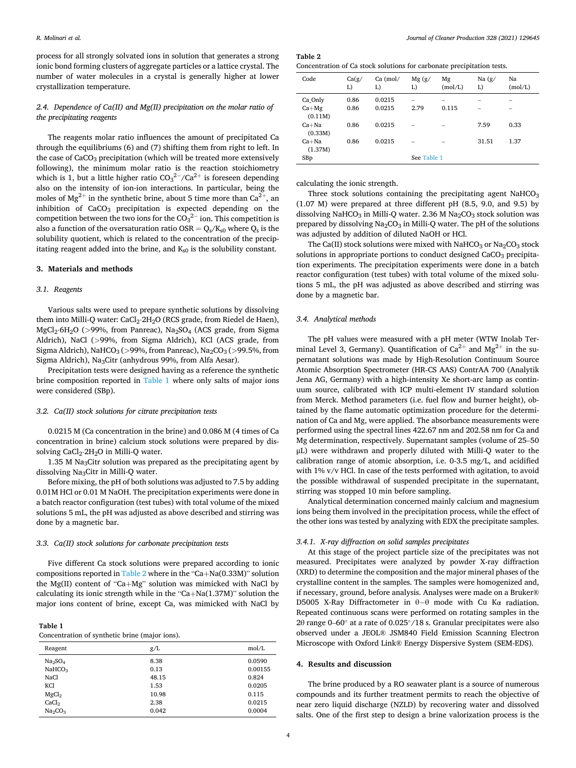process for all strongly solvated ions in solution that generates a strong ionic bond forming clusters of aggregate particles or a lattice crystal. The number of water molecules in a crystal is generally higher at lower crystallization temperature.

### 2.4. Dependence of Ca(II) and Mg(II) precipitation on the molar ratio of the precipitating reagents

The reagents molar ratio influences the amount of precipitated Ca through the equilibriums (6) and (7) shifting them from right to left. In the case of $CaCO_3$ precipitation (which will be treated more extensively following), the minimum molar ratio is the reaction stoichiometry which is 1, but a little higher ratio $CO_3^{2-}/Ca^{2+}$ is foreseen depending also on the intensity of ion-ion interactions. In particular, being the moles of $Mg^{2+}$ in the synthetic brine, about 5 time more than $Ca^{2+}$, an inhibition of $CaCO_3$ precipitation is expected depending on the competition between the two ions for the $CO_3^{2-}$ ion. This competition is also a function of the oversaturation ratio $OSR = Q_s/K_{s0}$ where $Q_s$ is the solubility quotient, which is related to the concentration of the precipitating reagent added into the brine, and $K_{s0}$ is the solubility constant.

## 3. Materials and methods

### 3.1. Reagents

Various salts were used to prepare synthetic solutions by dissolving them into Milli-Q water: $CaCl_2{\cdot}2H_2O$ (RCS grade, from Riedel de Haen), $MgCl_2{\cdot}6H_2O$ (>99%, from Panreac), $Na_2SO_4$ (ACS grade, from Sigma Aldrich), NaCl (>99%, from Sigma Aldrich), KCl (ACS grade, from Sigma Aldrich), $NaHCO_3$ (>99%, from Panreac), $Na_2CO_3$ (>99.5%, from Sigma Aldrich), $Na_3Citr$ (anhydrous 99%, from Alfa Aesar).

Precipitation tests were designed having as a reference the synthetic brine composition reported in Table 1 where only salts of major ions were considered (SBp).

### 3.2. Ca(II) stock solutions for citrate precipitation tests

0.0215 M (Ca concentration in the brine) and 0.086 M (4 times of Ca concentration in brine) calcium stock solutions were prepared by dissolving $CaCl_2{\cdot}2H_2O$ in Milli-Q water.

1.35 M $Na_3Citr$ solution was prepared as the precipitating agent by dissolving $Na_3Citr$ in Milli-Q water.

Before mixing, the pH of both solutions was adjusted to 7.5 by adding 0.01M HCl or 0.01 M NaOH. The precipitation experiments were done in a batch reactor configuration (test tubes) with total volume of the mixed solutions 5 mL, the pH was adjusted as above described and stirring was done by a magnetic bar.

### 3.3. Ca(II) stock solutions for carbonate precipitation tests

Five different Ca stock solutions were prepared according to ionic compositions reported in Table 2 where in the "Ca+Na(0.33M)" solution the Mg(II) content of "Ca+Mg" solution was mimicked with NaCl by calculating its ionic strength while in the "Ca+Na(1.37M)" solution the major ions content of brine, except Ca, was mimicked with NaCl by calculating the ionic strength.

**Table 1**
Concentration of synthetic brine (major ions).

| Reagent | g/L | mol/L |
|---|---|---|
| $Na_2SO_4$ | 8.38 | 0.0590 |
| $NaHCO_3$ | 0.13 | 0.00155 |
| NaCl | 48.15 | 0.824 |
| KCl | 1.53 | 0.0205 |
| $MgCl_2$ | 10.98 | 0.115 |
| $CaCl_2$ | 2.38 | 0.0215 |
| $Na_2CO_3$ | 0.042 | 0.0004 |

**Table 2**
Concentration of Ca stock solutions for carbonate precipitation tests.

| Code | Ca(g/L) | Ca (mol/L) | Mg (g/L) | Mg (mol/L) | Na (g/L) | Na (mol/L) |
|---|---|---|---|---|---|---|
| Ca_Only | 0.86 | 0.0215 | – | – | – | – |
| Ca+Mg (0.11M) | 0.86 | 0.0215 | 2.79 | 0.115 | – | – |
| Ca+Na (0.33M) | 0.86 | 0.0215 | – | – | 7.59 | 0.33 |
| Ca+Na (1.37M) | 0.86 | 0.0215 | – | – | 31.51 | 1.37 |
| SBp | | | See Table 1 | | | |

Three stock solutions containing the precipitating agent $NaHCO_3$ (1.07 M) were prepared at three different pH (8.5, 9.0, and 9.5) by dissolving $NaHCO_3$ in Milli-Q water. 2.36 M $Na_2CO_3$ stock solution was prepared by dissolving $Na_2CO_3$ in Milli-Q water. The pH of the solutions was adjusted by addition of diluted NaOH or HCl.

The Ca(II) stock solutions were mixed with $NaHCO_3$ or $Na_2CO_3$ stock solutions in appropriate portions to conduct designed $CaCO_3$ precipitation experiments. The precipitation experiments were done in a batch reactor configuration (test tubes) with total volume of the mixed solutions 5 mL, the pH was adjusted as above described and stirring was done by a magnetic bar.

### 3.4. Analytical methods

The pH values were measured with a pH meter (WTW Inolab Terminal Level 3, Germany). Quantification of $Ca^{2+}$ and $Mg^{2+}$ in the supernatant solutions was made by High-Resolution Continuum Source Atomic Absorption Spectrometer (HR-CS AAS) ContrAA 700 (Analytik Jena AG, Germany) with a high-intensity Xe short-arc lamp as continuum source, calibrated with ICP multi-element IV standard solution from Merck. Method parameters (i.e. fuel flow and burner height), obtained by the flame automatic optimization procedure for the determination of Ca and Mg, were applied. The absorbance measurements were performed using the spectral lines 422.67 nm and 202.58 nm for Ca and Mg determination, respectively. Supernatant samples (volume of 25–50 μL) were withdrawn and properly diluted with Milli-Q water to the calibration range of atomic absorption, i.e. 0-3.5 mg/L, and acidified with 1% v/v HCl. In case of the tests performed with agitation, to avoid the possible withdrawal of suspended precipitate in the supernatant, stirring was stopped 10 min before sampling.

Analytical determination concerned mainly calcium and magnesium ions being them involved in the precipitation process, while the effect of the other ions was tested by analyzing with EDX the precipitate samples.

#### 3.4.1. X-ray diffraction on solid samples precipitates

At this stage of the project particle size of the precipitates was not measured. Precipitates were analyzed by powder X-ray diffraction (XRD) to determine the composition and the major mineral phases of the crystalline content in the samples. The samples were homogenized and, if necessary, ground, before analysis. Analyses were made on a Bruker® D5005 X-Ray Diffractometer in θ−θ mode with Cu Kα radiation. Repeated continuous scans were performed on rotating samples in the 2θ range 0–60° at a rate of 0.025°/18 s. Granular precipitates were also observed under a JEOL® JSM840 Field Emission Scanning Electron Microscope with Oxford Link® Energy Dispersive System (SEM-EDS).

## 4. Results and discussion

The brine produced by a RO seawater plant is a source of numerous compounds and its further treatment permits to reach the objective of near zero liquid discharge (NZLD) by recovering water and dissolved salts. One of the first step to design a brine valorization process is the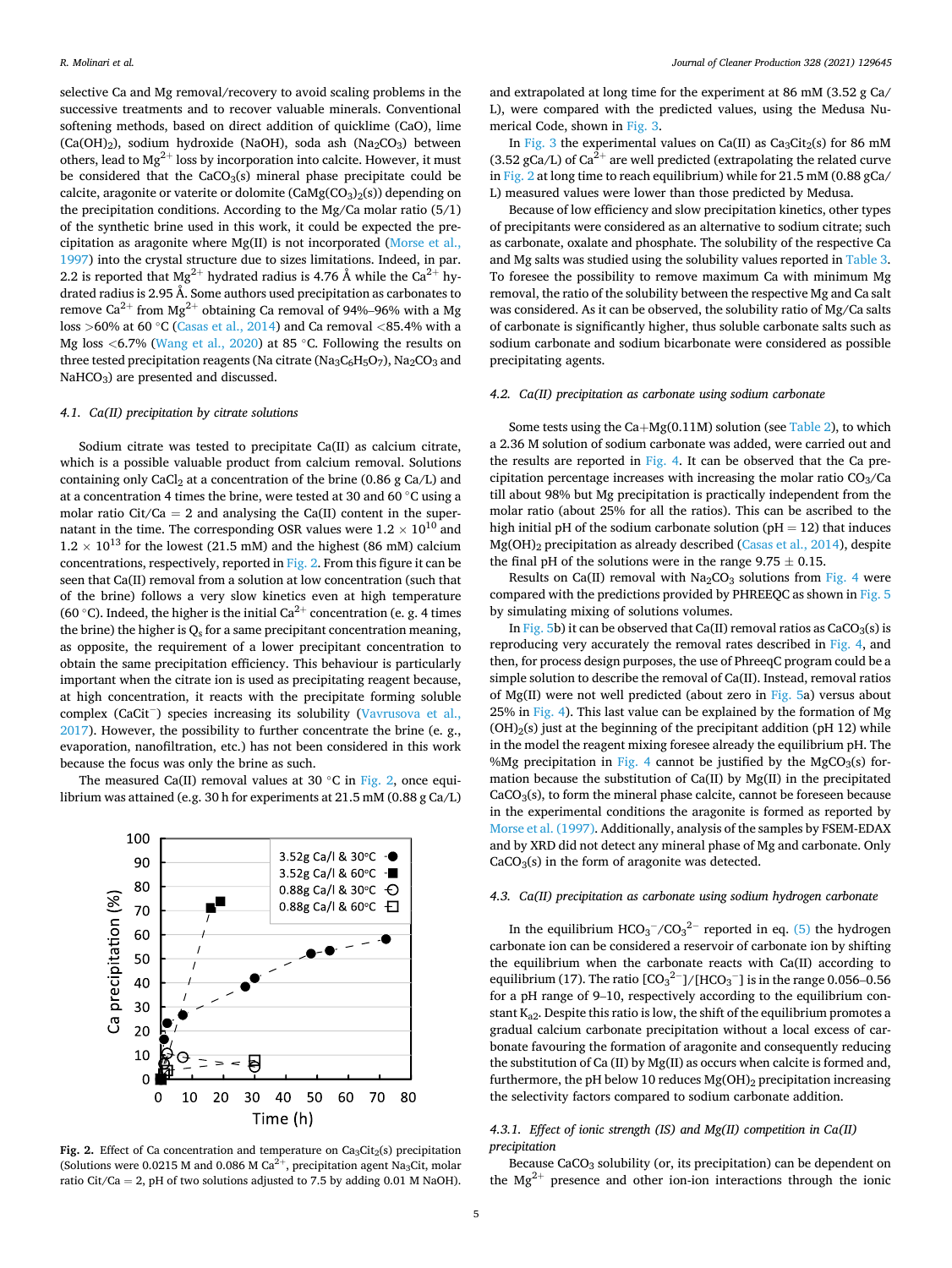selective Ca and Mg removal/recovery to avoid scaling problems in the successive treatments and to recover valuable minerals. Conventional softening methods, based on direct addition of quicklime (CaO), lime ($Ca(OH)_2$), sodium hydroxide (NaOH), soda ash ($Na_2CO_3$) between others, lead to $Mg^{2+}$ loss by incorporation into calcite. However, it must be considered that the $CaCO_3(s)$ mineral phase precipitate could be calcite, aragonite or vaterite or dolomite ($CaMg(CO_3)_2(s)$) depending on the precipitation conditions. According to the Mg/Ca molar ratio (5/1) of the synthetic brine used in this work, it could be expected the precipitation as aragonite where Mg(II) is not incorporated (Morse et al., 1997) into the crystal structure due to sizes limitations. Indeed, in par. 2.2 is reported that $Mg^{2+}$ hydrated radius is 4.76 Å while the $Ca^{2+}$ hydrated radius is 2.95 Å. Some authors used precipitation as carbonates to remove $Ca^{2+}$ from $Mg^{2+}$ obtaining Ca removal of 94%–96% with a Mg loss >60% at 60 °C (Casas et al., 2014) and Ca removal <85.4% with a Mg loss <6.7% (Wang et al., 2020) at 85 °C. Following the results on three tested precipitation reagents (Na citrate ($Na_3C_6H_5O_7$), $Na_2CO_3$ and $NaHCO_3$) are presented and discussed.

### 4.1. Ca(II) precipitation by citrate solutions

Sodium citrate was tested to precipitate Ca(II) as calcium citrate, which is a possible valuable product from calcium removal. Solutions containing only $CaCl_2$ at a concentration of the brine (0.86 g Ca/L) and at a concentration 4 times the brine, were tested at 30 and 60 °C using a molar ratio Cit/Ca = 2 and analysing the Ca(II) content in the supernatant in the time. The corresponding OSR values were $1.2 \times 10^{10}$ and $1.2 \times 10^{13}$ for the lowest (21.5 mM) and the highest (86 mM) calcium concentrations, respectively, reported in Fig. 2. From this figure it can be seen that Ca(II) removal from a solution at low concentration (such that of the brine) follows a very slow kinetics even at high temperature (60 °C). Indeed, the higher is the initial $Ca^{2+}$ concentration (e. g. 4 times the brine) the higher is $Q_s$ for a same precipitant concentration meaning, as opposite, the requirement of a lower precipitant concentration to obtain the same precipitation efficiency. This behaviour is particularly important when the citrate ion is used as precipitating reagent because, at high concentration, it reacts with the precipitate forming soluble complex ($CaCit^-$) species increasing its solubility (Vavrusova et al., 2017). However, the possibility to further concentrate the brine (e. g., evaporation, nanofiltration, etc.) has not been considered in this work because the focus was only the brine as such.

The measured Ca(II) removal values at 30 °C in Fig. 2, once equilibrium was attained (e.g. 30 h for experiments at 21.5 mM (0.88 g Ca/L) and extrapolated at long time for the experiment at 86 mM (3.52 g Ca/L), were compared with the predicted values, using the Medusa Numerical Code, shown in Fig. 3.

**Fig. 2.** Effect of Ca concentration and temperature on $Ca_3Cit_2(s)$ precipitation (Solutions were 0.0215 M and 0.086 M $Ca^{2+}$, precipitation agent $Na_3Cit$, molar ratio Cit/Ca = 2, pH of two solutions adjusted to 7.5 by adding 0.01 M NaOH).

In Fig. 3 the experimental values on Ca(II) as $Ca_3Cit_2(s)$ for 86 mM (3.52 gCa/L) of $Ca^{2+}$ are well predicted (extrapolating the related curve in Fig. 2 at long time to reach equilibrium) while for 21.5 mM (0.88 gCa/L) measured values were lower than those predicted by Medusa.

Because of low efficiency and slow precipitation kinetics, other types of precipitants were considered as an alternative to sodium citrate; such as carbonate, oxalate and phosphate. The solubility of the respective Ca and Mg salts was studied using the solubility values reported in Table 3. To foresee the possibility to remove maximum Ca with minimum Mg removal, the ratio of the solubility between the respective Mg and Ca salt was considered. As it can be observed, the solubility ratio of Mg/Ca salts of carbonate is significantly higher, thus soluble carbonate salts such as sodium carbonate and sodium bicarbonate were considered as possible precipitating agents.

### 4.2. Ca(II) precipitation as carbonate using sodium carbonate

Some tests using the Ca+Mg(0.11M) solution (see Table 2), to which a 2.36 M solution of sodium carbonate was added, were carried out and the results are reported in Fig. 4. It can be observed that the Ca precipitation percentage increases with increasing the molar ratio $CO_3$/Ca till about 98% but Mg precipitation is practically independent from the molar ratio (about 25% for all the ratios). This can be ascribed to the high initial pH of the sodium carbonate solution (pH = 12) that induces $Mg(OH)_2$ precipitation as already described (Casas et al., 2014), despite the final pH of the solutions were in the range 9.75 ± 0.15.

Results on Ca(II) removal with $Na_2CO_3$ solutions from Fig. 4 were compared with the predictions provided by PHREEQC as shown in Fig. 5 by simulating mixing of solutions volumes.

In Fig. 5b) it can be observed that Ca(II) removal ratios as $CaCO_3(s)$ is reproducing very accurately the removal rates described in Fig. 4, and then, for process design purposes, the use of PhreeqC program could be a simple solution to describe the removal of Ca(II). Instead, removal ratios of Mg(II) were not well predicted (about zero in Fig. 5a) versus about 25% in Fig. 4). This last value can be explained by the formation of $Mg(OH)_2(s)$ just at the beginning of the precipitant addition (pH 12) while in the model the reagent mixing foresee already the equilibrium pH. The %Mg precipitation in Fig. 4 cannot be justified by the $MgCO_3(s)$ formation because the substitution of Ca(II) by Mg(II) in the precipitated $CaCO_3(s)$, to form the mineral phase calcite, cannot be foreseen because in the experimental conditions the aragonite is formed as reported by Morse et al. (1997). Additionally, analysis of the samples by FSEM-EDAX and by XRD did not detect any mineral phase of Mg and carbonate. Only $CaCO_3(s)$ in the form of aragonite was detected.

### 4.3. Ca(II) precipitation as carbonate using sodium hydrogen carbonate

In the equilibrium $HCO_3^-/CO_3^{2-}$ reported in eq. (5) the hydrogen carbonate ion can be considered a reservoir of carbonate ion by shifting the equilibrium when the carbonate reacts with Ca(II) according to equilibrium (17). The ratio $[CO_3^{2-}]/[HCO_3^-]$ is in the range 0.056–0.56 for a pH range of 9–10, respectively according to the equilibrium constant $K_{a2}$. Despite this ratio is low, the shift of the equilibrium promotes a gradual calcium carbonate precipitation without a local excess of carbonate favouring the formation of aragonite and consequently reducing the substitution of Ca (II) by Mg(II) as occurs when calcite is formed and, furthermore, the pH below 10 reduces $Mg(OH)_2$ precipitation increasing the selectivity factors compared to sodium carbonate addition.

#### 4.3.1. Effect of ionic strength (IS) and Mg(II) competition in Ca(II) precipitation

Because $CaCO_3$ solubility (or, its precipitation) can be dependent on the $Mg^{2+}$ presence and other ion-ion interactions through the ionic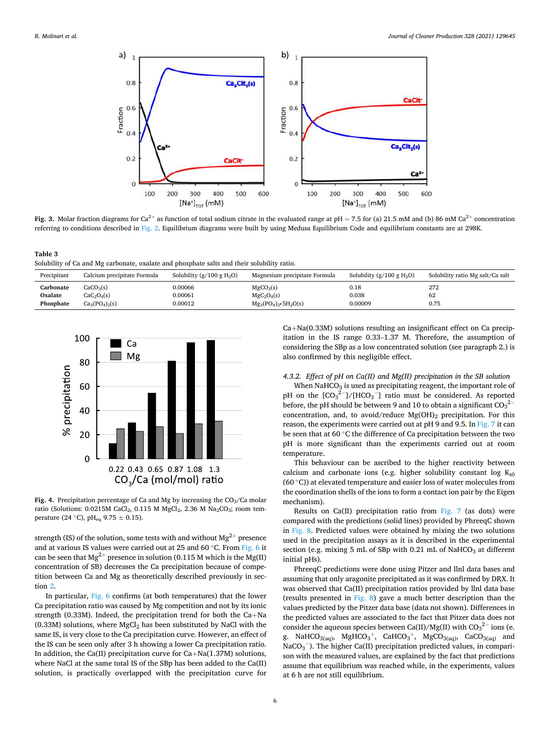**Fig. 3.** Molar fraction diagrams for $Ca^{2+}$ as function of total sodium citrate in the evaluated range at pH = 7.5 for (a) 21.5 mM and (b) 86 mM $Ca^{2+}$ concentration referring to conditions described in Fig. 2. Equilibrium diagrams were built by using Medusa Equilibrium Code and equilibrium constants are at 298K.

**Table 3**
Solubility of Ca and Mg carbonate, oxalate and phosphate salts and their solubility ratio.

| Precipitant | Calcium precipitate Formula | Solubility (g/100 g $H_2O$) | Magnesium precipitate Formula | Solubility (g/100 g $H_2O$) | Solubility ratio Mg salt/Ca salt |
|---|---|---|---|---|---|
| **Carbonate** | $CaCO_3(s)$ | 0.00066 | $MgCO_3(s)$ | 0.18 | 272 |
| **Oxalate** | $CaC_2O_4(s)$ | 0.00061 | $MgC_2O_4(s)$ | 0.038 | 62 |
| **Phosphate** | $Ca_3(PO_4)_2(s)$ | 0.00012 | $Mg_3(PO_4)_2{\bullet}5H_2O(s)$ | 0.00009 | 0.75 |

**Fig. 4.** Precipitation percentage of Ca and Mg by increasing the $CO_3$/Ca molar ratio (Solutions: 0.0215M $CaCl_2$, 0.115 M $MgCl_2$, 2.36 M $Na_2CO_3$; room temperature (24 °C), $pH_{eq}$ 9.75 ± 0.15).

strength (IS) of the solution, some tests with and without $Mg^{2+}$ presence and at various IS values were carried out at 25 and 60 °C. From Fig. 6 it can be seen that $Mg^{2+}$ presence in solution (0.115 M which is the Mg(II) concentration of SB) decreases the Ca precipitation because of competition between Ca and Mg as theoretically described previously in section 2.

In particular, Fig. 6 confirms (at both temperatures) that the lower Ca precipitation ratio was caused by Mg competition and not by its ionic strength (0.33M). Indeed, the precipitation trend for both the Ca+Na (0.33M) solutions, where $MgCl_2$ has been substituted by NaCl with the same IS, is very close to the Ca precipitation curve. However, an effect of the IS can be seen only after 3 h showing a lower Ca precipitation ratio. In addition, the Ca(II) precipitation curve for Ca+Na(1.37M) solutions, where NaCl at the same total IS of the SBp has been added to the Ca(II) solution, is practically overlapped with the precipitation curve for Ca+Na(0.33M) solutions resulting an insignificant effect on Ca precipitation in the IS range 0.33–1.37 M. Therefore, the assumption of considering the SBp as a low concentrated solution (see paragraph 2.) is also confirmed by this negligible effect.

*4.3.2. Effect of pH on Ca(II) and Mg(II) precipitation in the SB solution*

When $NaHCO_3$ is used as precipitating reagent, the important role of pH on the $[CO_3^{2-}]/[HCO_3^{-}]$ ratio must be considered. As reported before, the pH should be between 9 and 10 to obtain a significant $CO_3^{2-}$ concentration, and, to avoid/reduce $Mg(OH)_2$ precipitation. For this reason, the experiments were carried out at pH 9 and 9.5. In Fig. 7 it can be seen that at 60 °C the difference of Ca precipitation between the two pH is more significant than the experiments carried out at room temperature.

This behaviour can be ascribed to the higher reactivity between calcium and carbonate ions (e.g. higher solubility constant log $K_{s0}$ (60 °C)) at elevated temperature and easier loss of water molecules from the coordination shells of the ions to form a contact ion pair by the Eigen mechanism).

Results on Ca(II) precipitation ratio from Fig. 7 (as dots) were compared with the predictions (solid lines) provided by PhreeqC shown in Fig. 8. Predicted values were obtained by mixing the two solutions used in the precipitation assays as it is described in the experimental section (e.g. mixing 5 mL of SBp with 0.21 mL of $NaHCO_3$ at different initial pHs).

PhreeqC predictions were done using Pitzer and llnl data bases and assuming that only aragonite precipitated as it was confirmed by DRX. It was observed that Ca(II) precipitation ratios provided by llnl data base (results presented in Fig. 8) gave a much better description than the values predicted by the Pitzer data base (data not shown). Differences in the predicted values are associated to the fact that Pitzer data does not consider the aqueous species between Ca(II)/Mg(II) with $CO_3^{2-}$ ions (e.g. $NaHCO_{3(aq)}$, $MgHCO_3^{+}$, $CaHCO_3^{+}$, $MgCO_{3(aq)}$, $CaCO_{3(aq)}$ and $NaCO_3^{-}$). The higher Ca(II) precipitation predicted values, in comparison with the measured values, are explained by the fact that predictions assume that equilibrium was reached while, in the experiments, values at 6 h are not still equilibrium.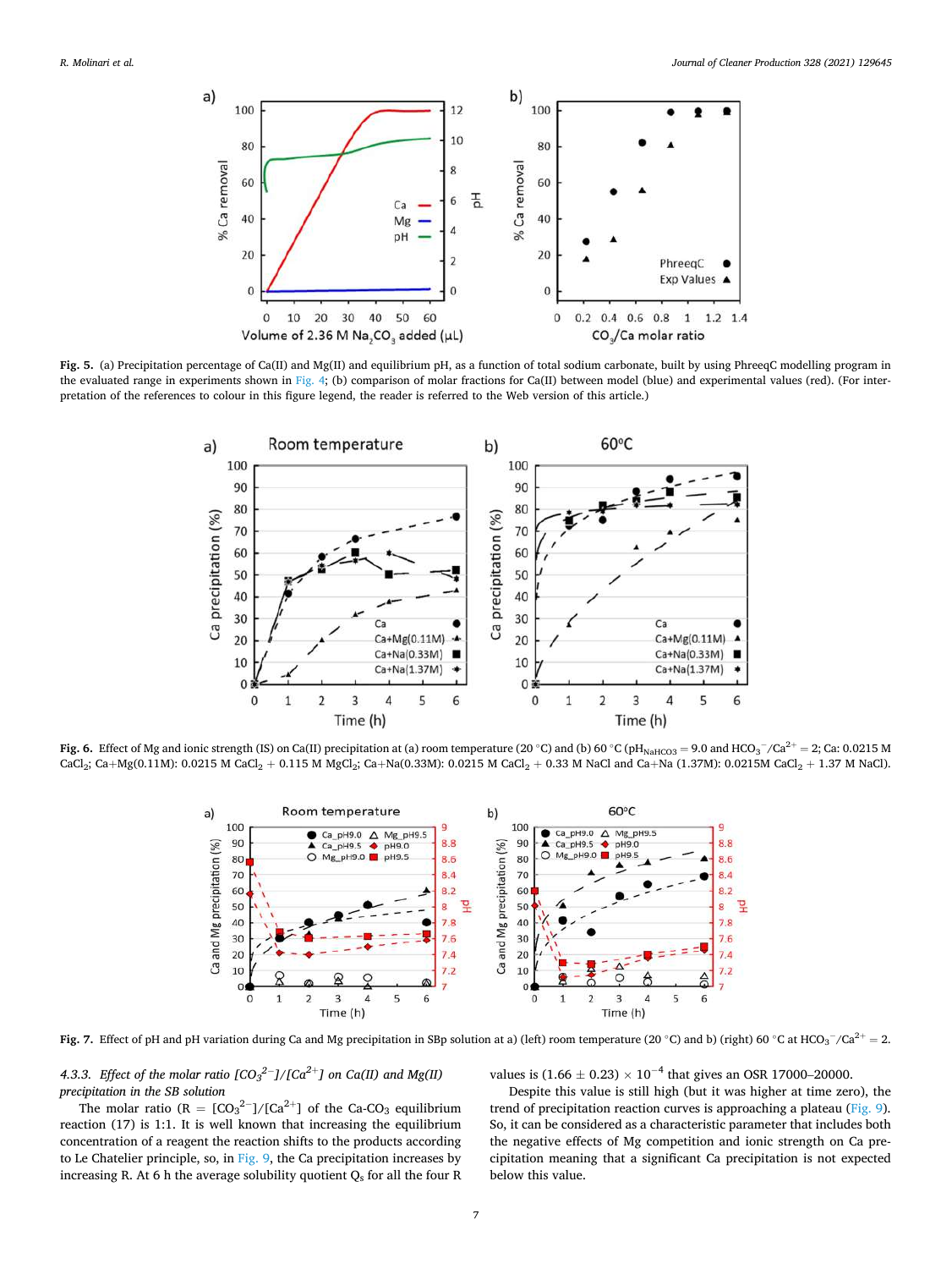Fig. 5. (a) Precipitation percentage of Ca(II) and Mg(II) and equilibrium pH, as a function of total sodium carbonate, built by using PhreeqC modelling program in the evaluated range in experiments shown in Fig. 4; (b) comparison of molar fractions for Ca(II) between model (blue) and experimental values (red). (For interpretation of the references to colour in this figure legend, the reader is referred to the Web version of this article.)

Fig. 6. Effect of Mg and ionic strength (IS) on Ca(II) precipitation at (a) room temperature (20 °C) and (b) 60 °C ($pH_{NaHCO3}$ = 9.0 and $HCO_3^-/Ca^{2+}$ = 2; Ca: 0.0215 M $CaCl_2$; Ca+Mg(0.11M): 0.0215 M $CaCl_2$ + 0.115 M $MgCl_2$; Ca+Na(0.33M): 0.0215 M $CaCl_2$ + 0.33 M NaCl and Ca+Na (1.37M): 0.0215M $CaCl_2$ + 1.37 M NaCl).

Fig. 7. Effect of pH and pH variation during Ca and Mg precipitation in SBp solution at a) (left) room temperature (20 °C) and b) (right) 60 °C at $HCO_3^-/Ca^{2+}$ = 2.

#### 4.3.3. Effect of the molar ratio $[CO_3^{2-}]/[Ca^{2+}]$ on Ca(II) and Mg(II) precipitation in the SB solution

The molar ratio (R = $[CO_3^{2-}]/[Ca^{2+}]$ of the Ca-$CO_3$ equilibrium reaction (17) is 1:1. It is well known that increasing the equilibrium concentration of a reagent the reaction shifts to the products according to Le Chatelier principle, so, in Fig. 9, the Ca precipitation increases by increasing R. At 6 h the average solubility quotient $Q_s$ for all the four R values is $(1.66 \pm 0.23) \times 10^{-4}$ that gives an OSR 17000–20000.

Despite this value is still high (but it was higher at time zero), the trend of precipitation reaction curves is approaching a plateau (Fig. 9). So, it can be considered as a characteristic parameter that includes both the negative effects of Mg competition and ionic strength on Ca precipitation meaning that a significant Ca precipitation is not expected below this value.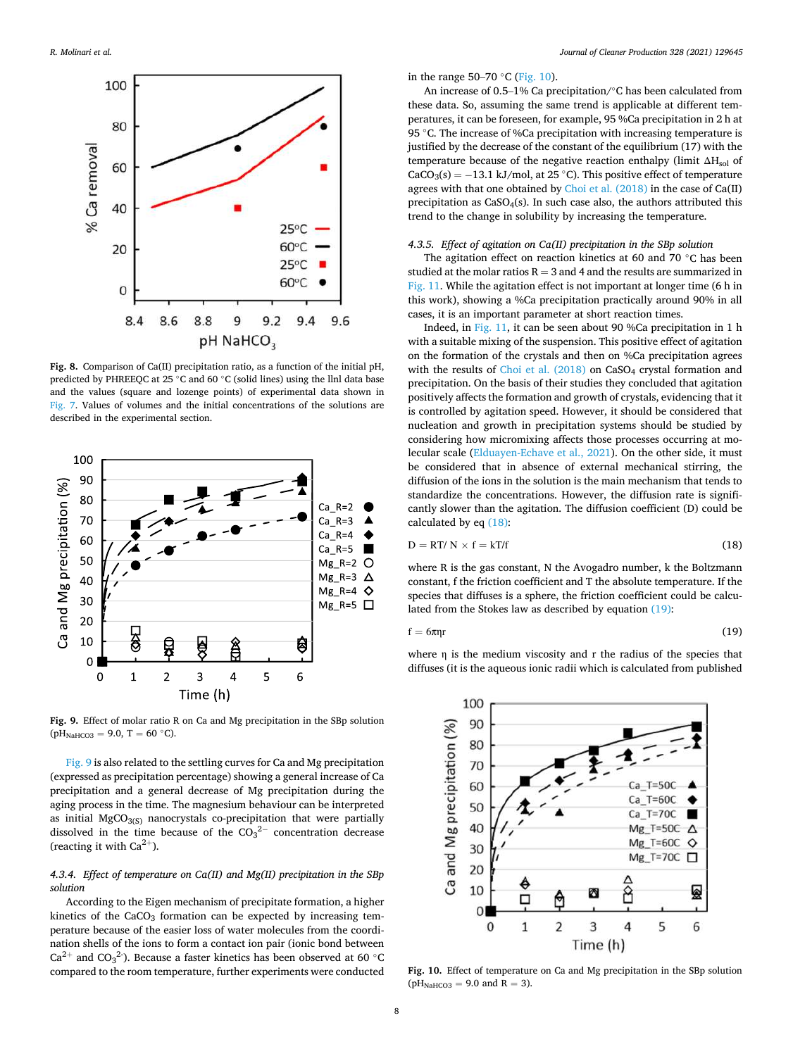Fig. 8. Comparison of Ca(II) precipitation ratio, as a function of the initial pH, predicted by PHREEQC at 25 °C and 60 °C (solid lines) using the llnl data base and the values (square and lozenge points) of experimental data shown in Fig. 7. Values of volumes and the initial concentrations of the solutions are described in the experimental section.

Fig. 9. Effect of molar ratio R on Ca and Mg precipitation in the SBp solution ($pH_{NaHCO3}$ = 9.0, T = 60 °C).

Fig. 9 is also related to the settling curves for Ca and Mg precipitation (expressed as precipitation percentage) showing a general increase of Ca precipitation and a general decrease of Mg precipitation during the aging process in the time. The magnesium behaviour can be interpreted as initial $MgCO_{3(S)}$ nanocrystals co-precipitation that were partially dissolved in the time because of the $CO_3^{2-}$ concentration decrease (reacting it with $Ca^{2+}$).

#### 4.3.4. Effect of temperature on Ca(II) and Mg(II) precipitation in the SBp solution

According to the Eigen mechanism of precipitate formation, a higher kinetics of the $CaCO_3$ formation can be expected by increasing temperature because of the easier loss of water molecules from the coordination shells of the ions to form a contact ion pair (ionic bond between $Ca^{2+}$ and $CO_3^{2-}$). Because a faster kinetics has been observed at 60 °C compared to the room temperature, further experiments were conducted in the range 50–70 °C (Fig. 10).

An increase of 0.5–1% Ca precipitation/°C has been calculated from these data. So, assuming the same trend is applicable at different temperatures, it can be foreseen, for example, 95 %Ca precipitation in 2 h at 95 °C. The increase of %Ca precipitation with increasing temperature is justified by the decrease of the constant of the equilibrium (17) with the temperature because of the negative reaction enthalpy (limit $\Delta H_{sol}$ of $CaCO_3(s) = -13.1$ kJ/mol, at 25 °C). This positive effect of temperature agrees with that one obtained by Choi et al. (2018) in the case of Ca(II) precipitation as $CaSO_4(s)$. In such case also, the authors attributed this trend to the change in solubility by increasing the temperature.

#### 4.3.5. Effect of agitation on Ca(II) precipitation in the SBp solution

The agitation effect on reaction kinetics at 60 and 70 °C has been studied at the molar ratios R = 3 and 4 and the results are summarized in Fig. 11. While the agitation effect is not important at longer time (6 h in this work), showing a %Ca precipitation practically around 90% in all cases, it is an important parameter at short reaction times.

Indeed, in Fig. 11, it can be seen about 90 %Ca precipitation in 1 h with a suitable mixing of the suspension. This positive effect of agitation on the formation of the crystals and then on %Ca precipitation agrees with the results of Choi et al. (2018) on $CaSO_4$ crystal formation and precipitation. On the basis of their studies they concluded that agitation positively affects the formation and growth of crystals, evidencing that it is controlled by agitation speed. However, it should be considered that nucleation and growth in precipitation systems should be studied by considering how micromixing affects those processes occurring at molecular scale (Elduayen-Echave et al., 2021). On the other side, it must be considered that in absence of external mechanical stirring, the diffusion of the ions in the solution is the main mechanism that tends to standardize the concentrations. However, the diffusion rate is significantly slower than the agitation. The diffusion coefficient (D) could be calculated by eq (18):

$$D = RT/\ N \times f = kT/f \tag{18}$$

where R is the gas constant, N the Avogadro number, k the Boltzmann constant, f the friction coefficient and T the absolute temperature. If the species that diffuses is a sphere, the friction coefficient could be calculated from the Stokes law as described by equation (19):

$$f = 6\pi\eta r \tag{19}$$

where η is the medium viscosity and r the radius of the species that diffuses (it is the aqueous ionic radii which is calculated from published

Fig. 10. Effect of temperature on Ca and Mg precipitation in the SBp solution ($pH_{NaHCO3}$ = 9.0 and R = 3).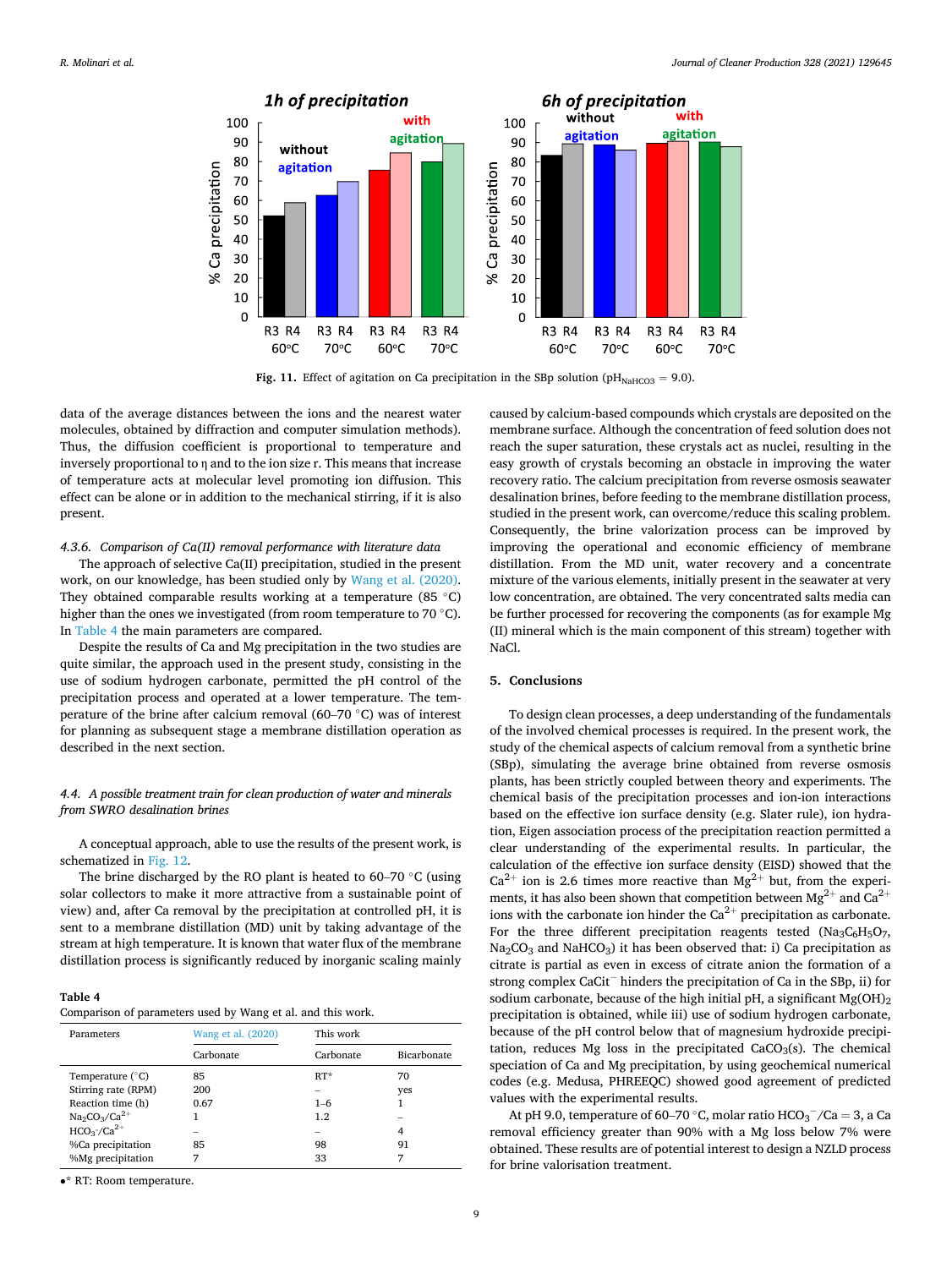Fig. 11. Effect of agitation on Ca precipitation in the SBp solution ($pH_{NaHCO3} = 9.0$).

data of the average distances between the ions and the nearest water molecules, obtained by diffraction and computer simulation methods). Thus, the diffusion coefficient is proportional to temperature and inversely proportional to η and to the ion size r. This means that increase of temperature acts at molecular level promoting ion diffusion. This effect can be alone or in addition to the mechanical stirring, if it is also present.

#### 4.3.6. Comparison of Ca(II) removal performance with literature data

The approach of selective Ca(II) precipitation, studied in the present work, on our knowledge, has been studied only by Wang et al. (2020). They obtained comparable results working at a temperature (85 °C) higher than the ones we investigated (from room temperature to 70 °C). In Table 4 the main parameters are compared.

Despite the results of Ca and Mg precipitation in the two studies are quite similar, the approach used in the present study, consisting in the use of sodium hydrogen carbonate, permitted the pH control of the precipitation process and operated at a lower temperature. The temperature of the brine after calcium removal (60–70 °C) was of interest for planning as subsequent stage a membrane distillation operation as described in the next section.

### 4.4. A possible treatment train for clean production of water and minerals from SWRO desalination brines

A conceptual approach, able to use the results of the present work, is schematized in Fig. 12.

The brine discharged by the RO plant is heated to 60–70 °C (using solar collectors to make it more attractive from a sustainable point of view) and, after Ca removal by the precipitation at controlled pH, it is sent to a membrane distillation (MD) unit by taking advantage of the stream at high temperature. It is known that water flux of the membrane distillation process is significantly reduced by inorganic scaling mainly caused by calcium-based compounds which crystals are deposited on the membrane surface. Although the concentration of feed solution does not reach the super saturation, these crystals act as nuclei, resulting in the easy growth of crystals becoming an obstacle in improving the water recovery ratio. The calcium precipitation from reverse osmosis seawater desalination brines, before feeding to the membrane distillation process, studied in the present work, can overcome/reduce this scaling problem. Consequently, the brine valorization process can be improved by improving the operational and economic efficiency of membrane distillation. From the MD unit, water recovery and a concentrate mixture of the various elements, initially present in the seawater at very low concentration, are obtained. The very concentrated salts media can be further processed for recovering the components (as for example Mg (II) mineral which is the main component of this stream) together with NaCl.

**Table 4**
Comparison of parameters used by Wang et al. and this work.

| Parameters | Wang et al. (2020) | This work | |
|---|---|---|---|
| | Carbonate | Carbonate | Bicarbonate |
| Temperature (°C) | 85 | RT* | 70 |
| Stirring rate (RPM) | 200 | – | yes |
| Reaction time (h) | 0.67 | 1–6 | 1 |
| $Na_2CO_3/Ca^{2+}$ | 1 | 1.2 | – |
| $HCO_3^-/Ca^{2+}$ | – | – | 4 |
| %Ca precipitation | 85 | 98 | 91 |
| %Mg precipitation | 7 | 33 | 7 |

•* RT: Room temperature.

## 5. Conclusions

To design clean processes, a deep understanding of the fundamentals of the involved chemical processes is required. In the present work, the study of the chemical aspects of calcium removal from a synthetic brine (SBp), simulating the average brine obtained from reverse osmosis plants, has been strictly coupled between theory and experiments. The chemical basis of the precipitation processes and ion-ion interactions based on the effective ion surface density (e.g. Slater rule), ion hydration, Eigen association process of the precipitation reaction permitted a clear understanding of the experimental results. In particular, the calculation of the effective ion surface density (EISD) showed that the $Ca^{2+}$ ion is 2.6 times more reactive than $Mg^{2+}$ but, from the experiments, it has also been shown that competition between $Mg^{2+}$ and $Ca^{2+}$ ions with the carbonate ion hinder the $Ca^{2+}$ precipitation as carbonate. For the three different precipitation reagents tested ($Na_3C_6H_5O_7$, $Na_2CO_3$ and $NaHCO_3$) it has been observed that: i) Ca precipitation as citrate is partial as even in excess of citrate anion the formation of a strong complex $CaCit^-$ hinders the precipitation of Ca in the SBp, ii) for sodium carbonate, because of the high initial pH, a significant $Mg(OH)_2$ precipitation is obtained, while iii) use of sodium hydrogen carbonate, because of the pH control below that of magnesium hydroxide precipitation, reduces Mg loss in the precipitated $CaCO_3$(s). The chemical speciation of Ca and Mg precipitation, by using geochemical numerical codes (e.g. Medusa, PHREEQC) showed good agreement of predicted values with the experimental results.

At pH 9.0, temperature of 60–70 °C, molar ratio $HCO_3^-/Ca = 3$, a Ca removal efficiency greater than 90% with a Mg loss below 7% were obtained. These results are of potential interest to design a NZLD process for brine valorisation treatment.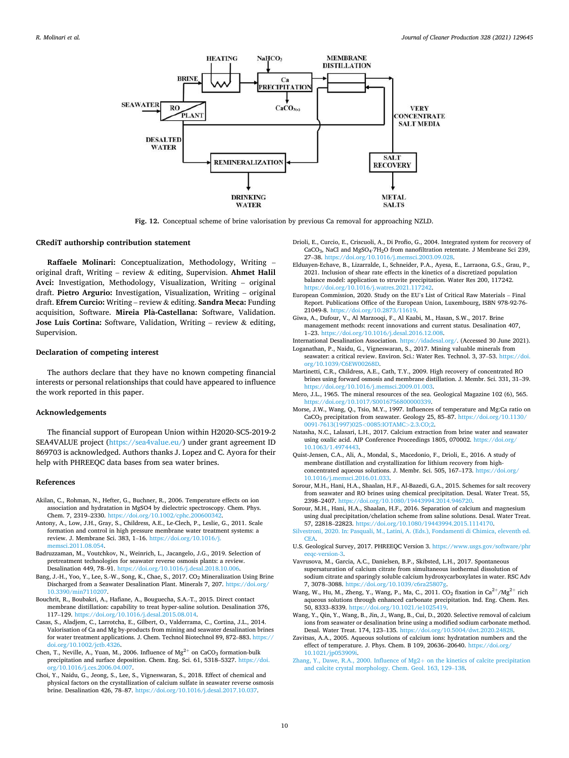HEATING

NaHCO$_3$

MEMBRANE DISTILLATION

BRINE

Ca PRECIPITATION

SEAWATER

RO PLANT

CaCO$_{3(s)}$

VERY CONCENTRATE SALT MEDIA

DESALTED WATER

REMINERALIZATION

SALT RECOVERY

DRINKING WATER

METAL SALTS

**Fig. 12.** Conceptual scheme of brine valorisation by previous Ca removal for approaching NZLD.

## CRediT authorship contribution statement

**Raffaele Molinari:** Conceptualization, Methodology, Writing – original draft, Writing – review & editing, Supervision. **Ahmet Halil Avci:** Investigation, Methodology, Visualization, Writing – original draft. **Pietro Argurio:** Investigation, Visualization, Writing – original draft. **Efrem Curcio:** Writing – review & editing. **Sandra Meca:** Funding acquisition, Software. **Mireia Plà-Castellana:** Software, Validation. **Jose Luis Cortina:** Software, Validation, Writing – review & editing, Supervision.

## Declaration of competing interest

The authors declare that they have no known competing financial interests or personal relationships that could have appeared to influence the work reported in this paper.

## Acknowledgements

The financial support of European Union within H2020-SC5-2019-2 SEA4VALUE project (https://sea4value.eu/) under grant agreement ID 869703 is acknowledged. Authors thanks J. Lopez and C. Ayora for their help with PHREEQC data bases from sea water brines.

## References

Akilan, C., Rohman, N., Hefter, G., Buchner, R., 2006. Temperature effects on ion association and hydratation in MgSO4 by dielectric spectroscopy. Chem. Phys. Chem. 7, 2319–2330. https://doi.org/10.1002/cphc.200600342.

Antony, A., Low, J.H., Gray, S., Childress, A.E., Le-Clech, P., Leslie, G., 2011. Scale formation and control in high pressure membrane water treatment systems: a review. J. Membrane Sci. 383, 1–16. https://doi.org/10.1016/j.memsci.2011.08.054.

Badruzzaman, M., Voutchkov, N., Weinrich, L., Jacangelo, J.G., 2019. Selection of pretreatment technologies for seawater reverse osmosis plants: a review. Desalination 449, 78–91. https://doi.org/10.1016/j.desal.2018.10.006.

Bang, J.-H., Yoo, Y., Lee, S.-W., Song, K., Chae, S., 2017. $CO_2$ Mineralization Using Brine Discharged from a Seawater Desalination Plant. Minerals 7, 207. https://doi.org/10.3390/min7110207.

Bouchrit, R., Boubakri, A., Hafiane, A., Bouguecha, S.A.-T., 2015. Direct contact membrane distillation: capability to treat hyper-saline solution. Desalination 376, 117–129. https://doi.org/10.1016/j.desal.2015.08.014.

Casas, S., Aladjem, C., Larrotcha, E., Gilbert, O., Valderrama, C., Cortina, J.L., 2014. Valorisation of Ca and Mg by-products from mining and seawater desalination brines for water treatment applications. J. Chem. Technol Biotechnol 89, 872–883. https://doi.org/10.1002/jctb.4326.

Chen, T., Neville, A., Yuan, M., 2006. Influence of $Mg^{2+}$ on $CaCO_3$ formation-bulk precipitation and surface deposition. Chem. Eng. Sci. 61, 5318–5327. https://doi.org/10.1016/j.ces.2006.04.007.

Choi, Y., Naidu, G., Jeong, S., Lee, S., Vigneswaran, S., 2018. Effect of chemical and physical factors on the crystallization of calcium sulfate in seawater reverse osmosis brine. Desalination 426, 78–87. https://doi.org/10.1016/j.desal.2017.10.037.

Drioli, E., Curcio, E., Criscuoli, A., Di Profio, G., 2004. Integrated system for recovery of $CaCO_3$, NaCl and $MgSO_4{\cdot}7H_2O$ from nanofiltration retentate. J Membrane Sci 239, 27–38. https://doi.org/10.1016/j.memsci.2003.09.028.

Elduayen-Echave, B., Lizarralde, I., Schneider, P.A., Ayesa, E., Larraona, G.S., Grau, P., 2021. Inclusion of shear rate effects in the kinetics of a discretized population balance model: application to struvite precipitation. Water Res 200, 117242. https://doi.org/10.1016/j.watres.2021.117242.

European Commission, 2020. Study on the EU's List of Critical Raw Materials – Final Report. Publications Office of the European Union, Luxembourg, ISBN 978-92-76-21049-8. https://doi.org/10.2873/11619.

Giwa, A., Dufour, V., Al Marzooqi, F., Al Kaabi, M., Hasan, S.W., 2017. Brine management methods: recent innovations and current status. Desalination 407, 1–23. https://doi.org/10.1016/j.desal.2016.12.008.

International Desalination Association. https://idadesal.org/. (Accessed 30 June 2021).

Loganathan, P., Naidu, G., Vigneswaran, S., 2017. Mining valuable minerals from seawater: a critical review. Environ. Sci.: Water Res. Technol. 3, 37–53. https://doi.org/10.1039/C6EW00268D.

Martinetti, C.R., Childress, A.E., Cath, T.Y., 2009. High recovery of concentrated RO brines using forward osmosis and membrane distillation. J. Membr. Sci. 331, 31–39. https://doi.org/10.1016/j.memsci.2009.01.003.

Mero, J.L., 1965. The mineral resources of the sea. Geological Magazine 102 (6), 565. https://doi.org/10.1017/S0016756800000339.

Morse, J.W., Wang, Q., Tsio, M.Y., 1997. Influences of temperature and Mg:Ca ratio on $CaCO_3$ precipitation from seawater. Geology 25, 85–87. https://doi.org/10.1130/0091-7613(1997)025<0085:IOTAMC>2.3.CO;2.

Natasha, N.C., Lalasari, L.H., 2017. Calcium extraction from brine water and seawater using oxalic acid. AIP Conference Proceedings 1805, 070002. https://doi.org/10.1063/1.4974443.

Quist-Jensen, C.A., Ali, A., Mondal, S., Macedonio, F., Drioli, E., 2016. A study of membrane distillation and crystallization for lithium recovery from high-concentrated aqueous solutions. J. Membr. Sci. 505, 167–173. https://doi.org/10.1016/j.memsci.2016.01.033.

Sorour, M.H., Hani, H.A., Shaalan, H.F., Al-Bazedi, G.A., 2015. Schemes for salt recovery from seawater and RO brines using chemical precipitation. Desal. Water Treat. 55, 2398–2407. https://doi.org/10.1080/19443994.2014.946720.

Sorour, M.H., Hani, H.A., Shaalan, H.F., 2016. Separation of calcium and magnesium using dual precipitation/chelation scheme from saline solutions. Desal. Water Treat. 57, 22818–22823. https://doi.org/10.1080/19443994.2015.1114170.

Silvestroni, 2020. In: Pasquali, M., Latini, A. (Eds.), Fondamenti di Chimica, eleventh ed. CEA.

U.S. Geological Survey, 2017. PHREEQC Version 3. https://www.usgs.gov/software/phreeqc-version-3.

Vavrusova, M., Garcia, A.C., Danielsen, B.P., Skibsted, L.H., 2017. Spontaneous supersaturation of calcium citrate from simultaneous isothermal dissolution of sodium citrate and sparingly soluble calcium hydroxycarboxylates in water. RSC Adv 7, 3078–3088. https://doi.org/10.1039/c6ra25807g.

Wang, W., Hu, M., Zheng, Y., Wang, P., Ma, C., 2011. $CO_2$ fixation in $Ca^{2+}/Mg^{2+}$ rich aqueous solutions through enhanced carbonate precipitation. Ind. Eng. Chem. Res. 50, 8333–8339. https://doi.org/10.1021/ie1025419.

Wang, Y., Qin, Y., Wang, B., Jin, J., Wang, B., Cui, D., 2020. Selective removal of calcium ions from seawater or desalination brine using a modified sodium carbonate method. Desal. Water Treat. 174, 123–135. https://doi.org/10.5004/dwt.2020.24828.

Zavitsas, A.A., 2005. Aqueous solutions of calcium ions: hydration numbers and the effect of temperature. J. Phys. Chem. B 109, 20636–20640. https://doi.org/10.1021/jp053909i.

Zhang, Y., Dawe, R.A., 2000. Influence of Mg2+ on the kinetics of calcite precipitation and calcite crystal morphology. Chem. Geol. 163, 129–138.